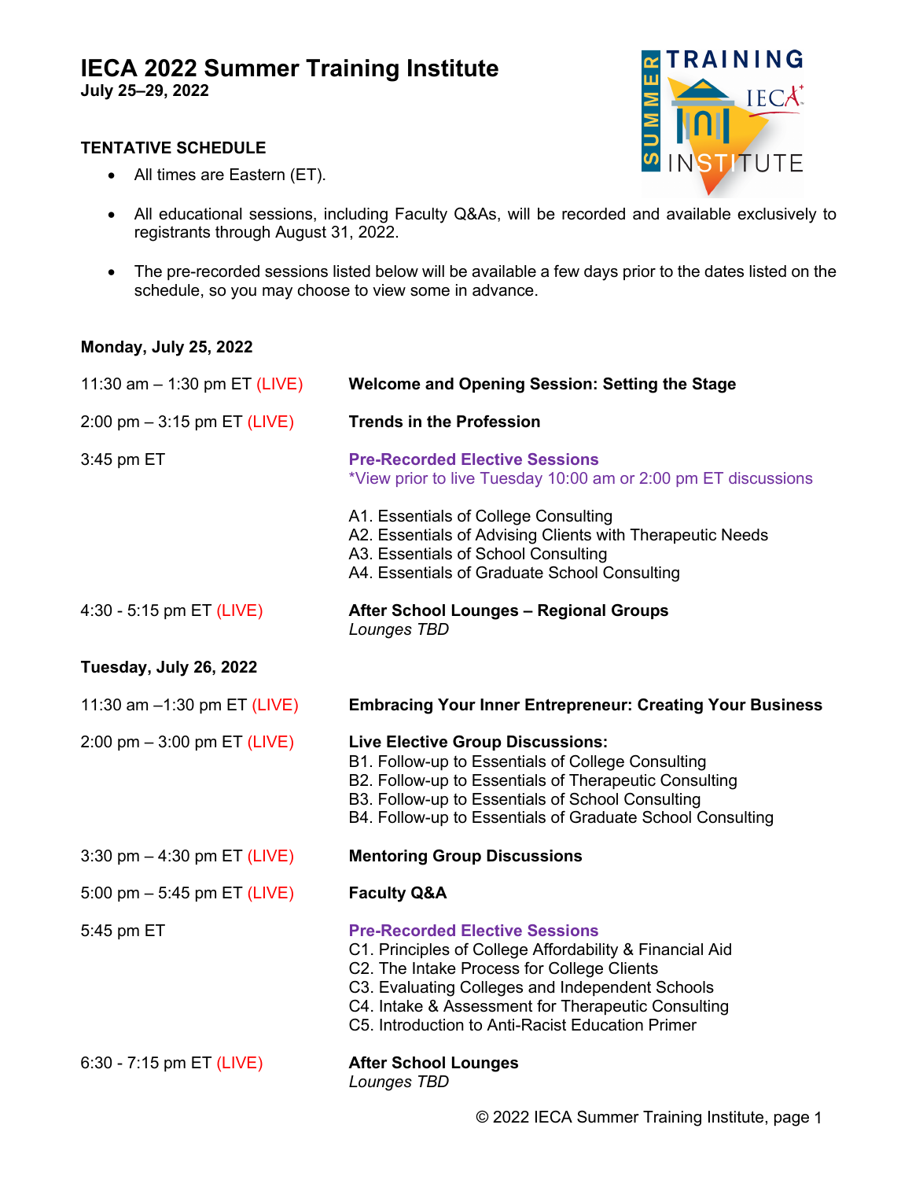# IECA 2022 Summer Training Institute

**July 25–29, 2022**

## TENTATIVE SCHEDULE

- All times are Eastern (ET).
- All educational sessions, including Faculty Q&As, will be recorded and available exclusively to registrants through August 31, 2022.
- The pre-recorded sessions listed below will be available a few days prior to the dates listed on the schedule, so you may choose to view some in advance.

### Monday, July 25, 2022

| Time | Session |
|---|---|
| 11:30 am – 1:30 pm ET (LIVE) | **Welcome and Opening Session: Setting the Stage** |
| 2:00 pm – 3:15 pm ET (LIVE) | **Trends in the Profession** |
| 3:45 pm ET | **Pre-Recorded Elective Sessions**<br>*View prior to live Tuesday 10:00 am or 2:00 pm ET discussions<br><br>A1. Essentials of College Consulting<br>A2. Essentials of Advising Clients with Therapeutic Needs<br>A3. Essentials of School Consulting<br>A4. Essentials of Graduate School Consulting |
| 4:30 - 5:15 pm ET (LIVE) | **After School Lounges – Regional Groups**<br>*Lounges TBD* |

### Tuesday, July 26, 2022

| Time | Session |
|---|---|
| 11:30 am –1:30 pm ET (LIVE) | **Embracing Your Inner Entrepreneur: Creating Your Business** |
| 2:00 pm – 3:00 pm ET (LIVE) | **Live Elective Group Discussions:**<br>B1. Follow-up to Essentials of College Consulting<br>B2. Follow-up to Essentials of Therapeutic Consulting<br>B3. Follow-up to Essentials of School Consulting<br>B4. Follow-up to Essentials of Graduate School Consulting |
| 3:30 pm – 4:30 pm ET (LIVE) | **Mentoring Group Discussions** |
| 5:00 pm – 5:45 pm ET (LIVE) | **Faculty Q&A** |
| 5:45 pm ET | **Pre-Recorded Elective Sessions**<br>C1. Principles of College Affordability & Financial Aid<br>C2. The Intake Process for College Clients<br>C3. Evaluating Colleges and Independent Schools<br>C4. Intake & Assessment for Therapeutic Consulting<br>C5. Introduction to Anti-Racist Education Primer |
| 6:30 - 7:15 pm ET (LIVE) | **After School Lounges**<br>*Lounges TBD* |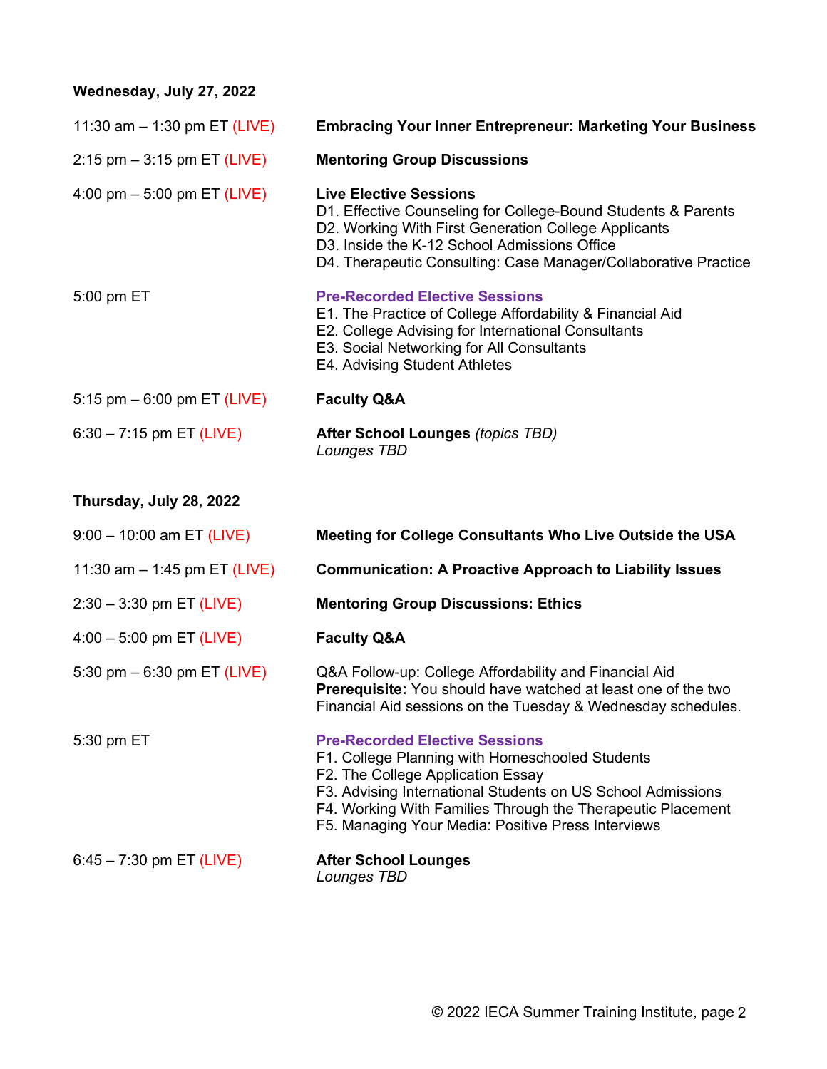**Wednesday, July 27, 2022**

| | |
|---|---|
| 11:30 am – 1:30 pm ET (LIVE) | **Embracing Your Inner Entrepreneur: Marketing Your Business** |
| 2:15 pm – 3:15 pm ET (LIVE) | **Mentoring Group Discussions** |
| 4:00 pm – 5:00 pm ET (LIVE) | **Live Elective Sessions**<br>D1. Effective Counseling for College-Bound Students & Parents<br>D2. Working With First Generation College Applicants<br>D3. Inside the K-12 School Admissions Office<br>D4. Therapeutic Consulting: Case Manager/Collaborative Practice |
| 5:00 pm ET | **Pre-Recorded Elective Sessions**<br>E1. The Practice of College Affordability & Financial Aid<br>E2. College Advising for International Consultants<br>E3. Social Networking for All Consultants<br>E4. Advising Student Athletes |
| 5:15 pm – 6:00 pm ET (LIVE) | **Faculty Q&A** |
| 6:30 – 7:15 pm ET (LIVE) | **After School Lounges** *(topics TBD)*<br>*Lounges TBD* |

**Thursday, July 28, 2022**

| | |
|---|---|
| 9:00 – 10:00 am ET (LIVE) | **Meeting for College Consultants Who Live Outside the USA** |
| 11:30 am – 1:45 pm ET (LIVE) | **Communication: A Proactive Approach to Liability Issues** |
| 2:30 – 3:30 pm ET (LIVE) | **Mentoring Group Discussions: Ethics** |
| 4:00 – 5:00 pm ET (LIVE) | **Faculty Q&A** |
| 5:30 pm – 6:30 pm ET (LIVE) | Q&A Follow-up: College Affordability and Financial Aid<br>**Prerequisite:** You should have watched at least one of the two Financial Aid sessions on the Tuesday & Wednesday schedules. |
| 5:30 pm ET | **Pre-Recorded Elective Sessions**<br>F1. College Planning with Homeschooled Students<br>F2. The College Application Essay<br>F3. Advising International Students on US School Admissions<br>F4. Working With Families Through the Therapeutic Placement<br>F5. Managing Your Media: Positive Press Interviews |
| 6:45 – 7:30 pm ET (LIVE) | **After School Lounges**<br>*Lounges TBD* |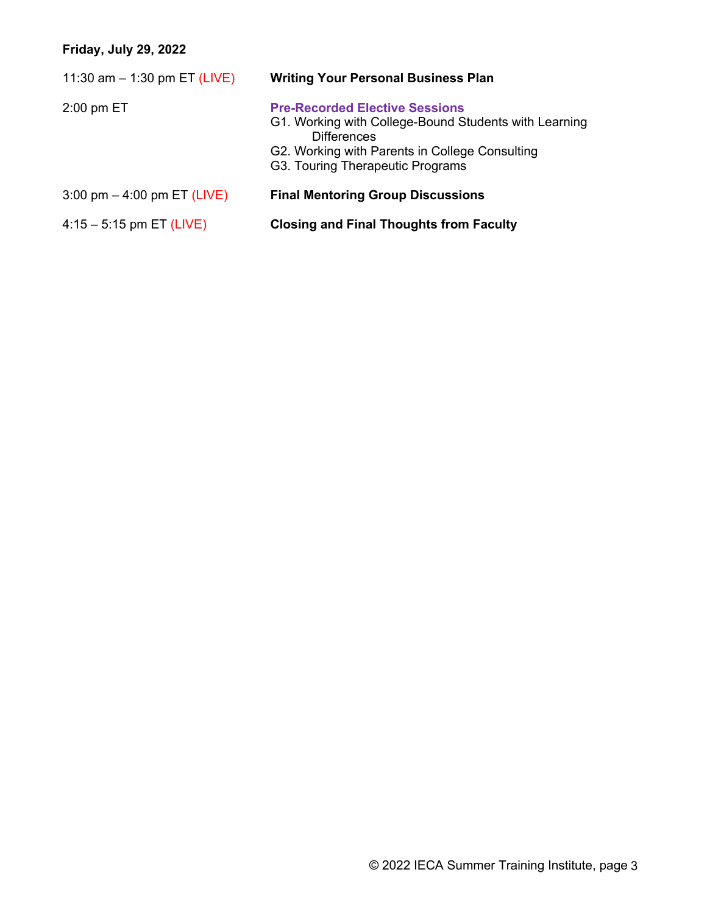**Friday, July 29, 2022**

| | |
|---|---|
| 11:30 am – 1:30 pm ET (LIVE) | **Writing Your Personal Business Plan** |
| 2:00 pm ET | **Pre-Recorded Elective Sessions**<br>G1. Working with College-Bound Students with Learning Differences<br>G2. Working with Parents in College Consulting<br>G3. Touring Therapeutic Programs |
| 3:00 pm – 4:00 pm ET (LIVE) | **Final Mentoring Group Discussions** |
| 4:15 – 5:15 pm ET (LIVE) | **Closing and Final Thoughts from Faculty** |

© 2022 IECA Summer Training Institute